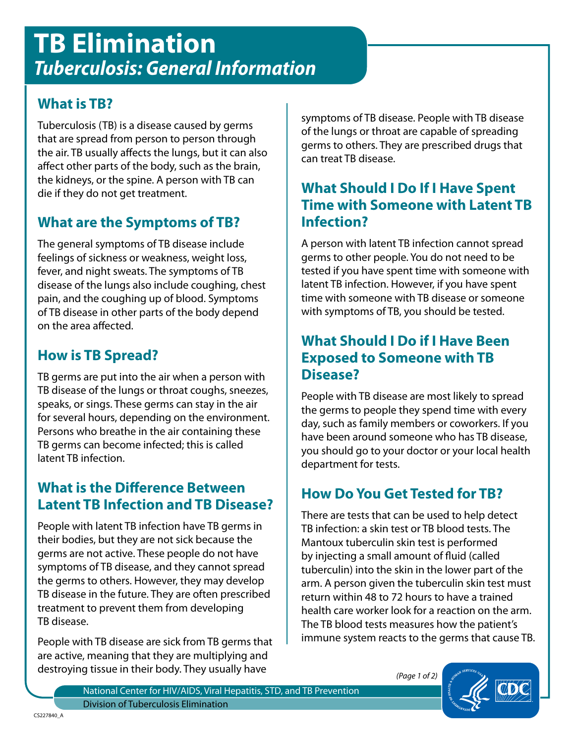# TB Elimination

## *Tuberculosis: General Information*

### What is TB?

Tuberculosis (TB) is a disease caused by germs that are spread from person to person through the air. TB usually affects the lungs, but it can also affect other parts of the body, such as the brain, the kidneys, or the spine. A person with TB can die if they do not get treatment.

### What are the Symptoms of TB?

The general symptoms of TB disease include feelings of sickness or weakness, weight loss, fever, and night sweats. The symptoms of TB disease of the lungs also include coughing, chest pain, and the coughing up of blood. Symptoms of TB disease in other parts of the body depend on the area affected.

### How is TB Spread?

TB germs are put into the air when a person with TB disease of the lungs or throat coughs, sneezes, speaks, or sings. These germs can stay in the air for several hours, depending on the environment. Persons who breathe in the air containing these TB germs can become infected; this is called latent TB infection.

### What is the Difference Between Latent TB Infection and TB Disease?

People with latent TB infection have TB germs in their bodies, but they are not sick because the germs are not active. These people do not have symptoms of TB disease, and they cannot spread the germs to others. However, they may develop TB disease in the future. They are often prescribed treatment to prevent them from developing TB disease.

People with TB disease are sick from TB germs that are active, meaning that they are multiplying and destroying tissue in their body. They usually have symptoms of TB disease. People with TB disease of the lungs or throat are capable of spreading germs to others. They are prescribed drugs that can treat TB disease.

### What Should I Do If I Have Spent Time with Someone with Latent TB Infection?

A person with latent TB infection cannot spread germs to other people. You do not need to be tested if you have spent time with someone with latent TB infection. However, if you have spent time with someone with TB disease or someone with symptoms of TB, you should be tested.

### What Should I Do if I Have Been Exposed to Someone with TB Disease?

People with TB disease are most likely to spread the germs to people they spend time with every day, such as family members or coworkers. If you have been around someone who has TB disease, you should go to your doctor or your local health department for tests.

### How Do You Get Tested for TB?

There are tests that can be used to help detect TB infection: a skin test or TB blood tests. The Mantoux tuberculin skin test is performed by injecting a small amount of fluid (called tuberculin) into the skin in the lower part of the arm. A person given the tuberculin skin test must return within 48 to 72 hours to have a trained health care worker look for a reaction on the arm. The TB blood tests measures how the patient's immune system reacts to the germs that cause TB.

National Center for HIV/AIDS, Viral Hepatitis, STD, and TB Prevention
Division of Tuberculosis Elimination

CS227840_A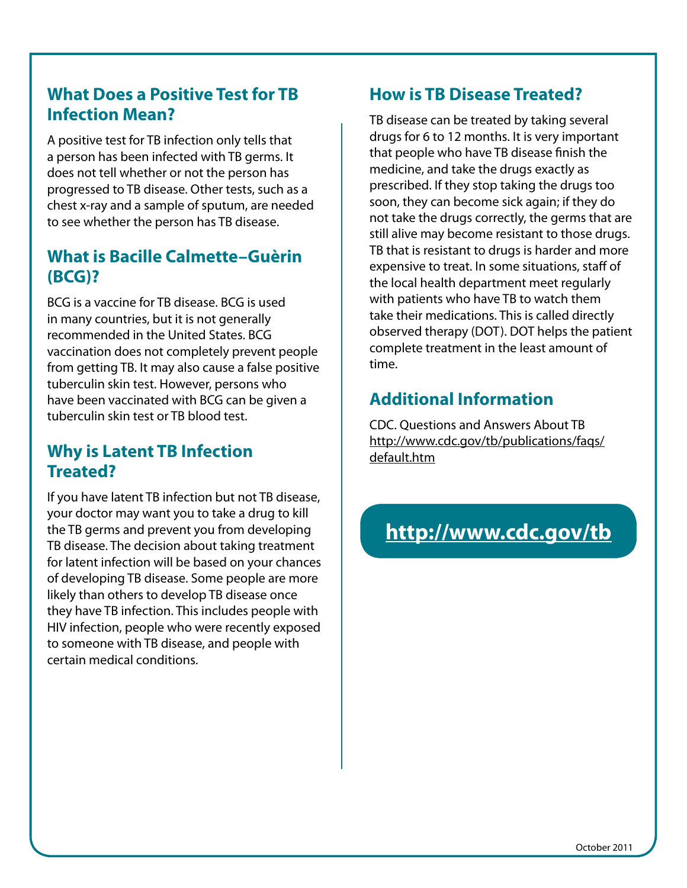## What Does a Positive Test for TB Infection Mean?

A positive test for TB infection only tells that a person has been infected with TB germs. It does not tell whether or not the person has progressed to TB disease. Other tests, such as a chest x-ray and a sample of sputum, are needed to see whether the person has TB disease.

## What is Bacille Calmette–Guèrin (BCG)?

BCG is a vaccine for TB disease. BCG is used in many countries, but it is not generally recommended in the United States. BCG vaccination does not completely prevent people from getting TB. It may also cause a false positive tuberculin skin test. However, persons who have been vaccinated with BCG can be given a tuberculin skin test or TB blood test.

## Why is Latent TB Infection Treated?

If you have latent TB infection but not TB disease, your doctor may want you to take a drug to kill the TB germs and prevent you from developing TB disease. The decision about taking treatment for latent infection will be based on your chances of developing TB disease. Some people are more likely than others to develop TB disease once they have TB infection. This includes people with HIV infection, people who were recently exposed to someone with TB disease, and people with certain medical conditions.

## How is TB Disease Treated?

TB disease can be treated by taking several drugs for 6 to 12 months. It is very important that people who have TB disease finish the medicine, and take the drugs exactly as prescribed. If they stop taking the drugs too soon, they can become sick again; if they do not take the drugs correctly, the germs that are still alive may become resistant to those drugs. TB that is resistant to drugs is harder and more expensive to treat. In some situations, staff of the local health department meet regularly with patients who have TB to watch them take their medications. This is called directly observed therapy (DOT). DOT helps the patient complete treatment in the least amount of time.

## Additional Information

CDC. Questions and Answers About TB
http://www.cdc.gov/tb/publications/faqs/default.htm

**http://www.cdc.gov/tb**

October 2011